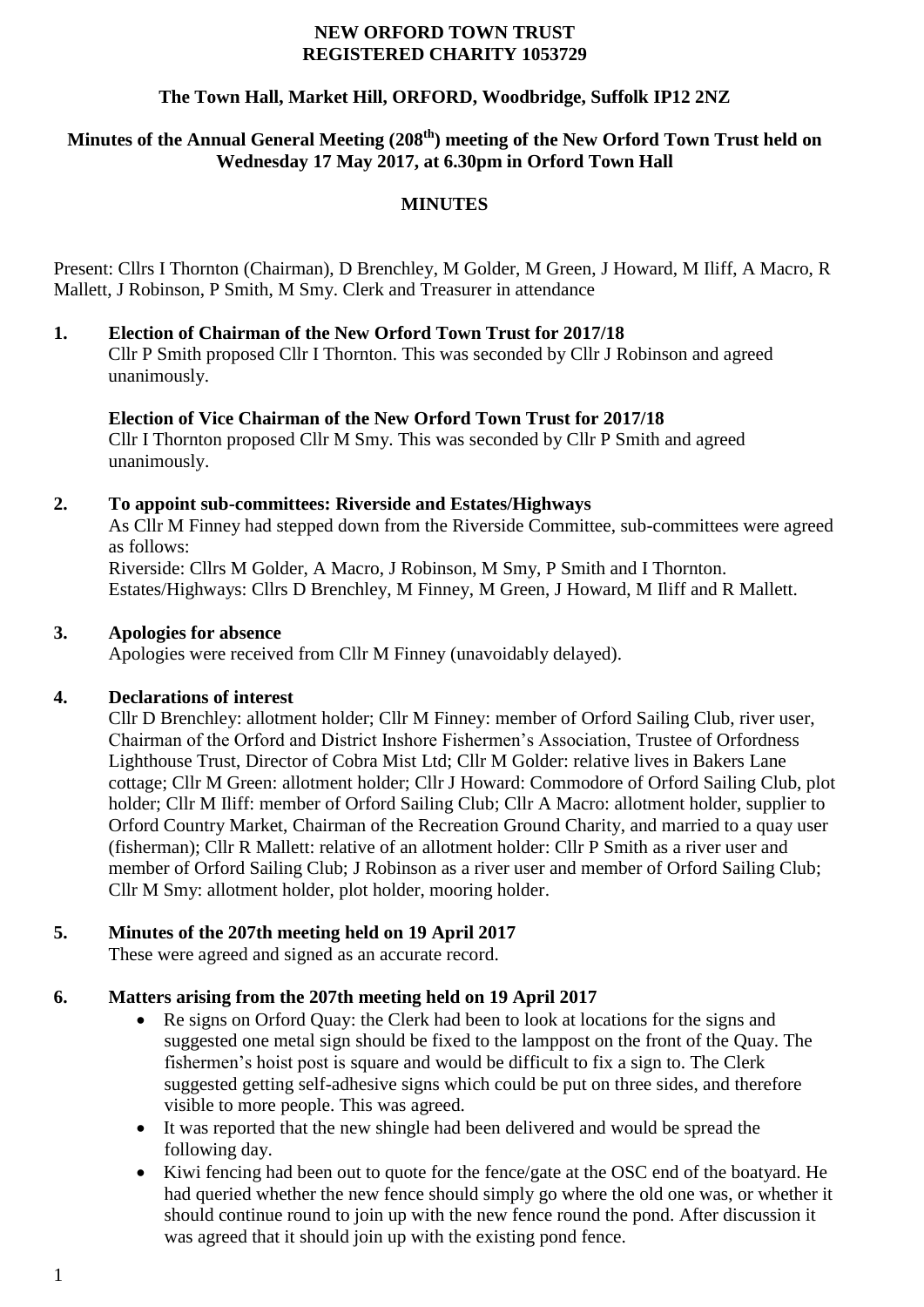**NEW ORFORD TOWN TRUST**
**REGISTERED CHARITY 1053729**

**The Town Hall, Market Hill, ORFORD, Woodbridge, Suffolk IP12 2NZ**

**Minutes of the Annual General Meeting (208th) meeting of the New Orford Town Trust held on Wednesday 17 May 2017, at 6.30pm in Orford Town Hall**

**MINUTES**

Present: Cllrs I Thornton (Chairman), D Brenchley, M Golder, M Green, J Howard, M Iliff, A Macro, R Mallett, J Robinson, P Smith, M Smy. Clerk and Treasurer in attendance

**1. Election of Chairman of the New Orford Town Trust for 2017/18**

Cllr P Smith proposed Cllr I Thornton. This was seconded by Cllr J Robinson and agreed unanimously.

**Election of Vice Chairman of the New Orford Town Trust for 2017/18**

Cllr I Thornton proposed Cllr M Smy. This was seconded by Cllr P Smith and agreed unanimously.

**2. To appoint sub-committees: Riverside and Estates/Highways**

As Cllr M Finney had stepped down from the Riverside Committee, sub-committees were agreed as follows:

Riverside: Cllrs M Golder, A Macro, J Robinson, M Smy, P Smith and I Thornton.

Estates/Highways: Cllrs D Brenchley, M Finney, M Green, J Howard, M Iliff and R Mallett.

**3. Apologies for absence**

Apologies were received from Cllr M Finney (unavoidably delayed).

**4. Declarations of interest**

Cllr D Brenchley: allotment holder; Cllr M Finney: member of Orford Sailing Club, river user, Chairman of the Orford and District Inshore Fishermen's Association, Trustee of Orfordness Lighthouse Trust, Director of Cobra Mist Ltd; Cllr M Golder: relative lives in Bakers Lane cottage; Cllr M Green: allotment holder; Cllr J Howard: Commodore of Orford Sailing Club, plot holder; Cllr M Iliff: member of Orford Sailing Club; Cllr A Macro: allotment holder, supplier to Orford Country Market, Chairman of the Recreation Ground Charity, and married to a quay user (fisherman); Cllr R Mallett: relative of an allotment holder: Cllr P Smith as a river user and member of Orford Sailing Club; J Robinson as a river user and member of Orford Sailing Club; Cllr M Smy: allotment holder, plot holder, mooring holder.

**5. Minutes of the 207th meeting held on 19 April 2017**

These were agreed and signed as an accurate record.

**6. Matters arising from the 207th meeting held on 19 April 2017**

- Re signs on Orford Quay: the Clerk had been to look at locations for the signs and suggested one metal sign should be fixed to the lamppost on the front of the Quay. The fishermen's hoist post is square and would be difficult to fix a sign to. The Clerk suggested getting self-adhesive signs which could be put on three sides, and therefore visible to more people. This was agreed.
- It was reported that the new shingle had been delivered and would be spread the following day.
- Kiwi fencing had been out to quote for the fence/gate at the OSC end of the boatyard. He had queried whether the new fence should simply go where the old one was, or whether it should continue round to join up with the new fence round the pond. After discussion it was agreed that it should join up with the existing pond fence.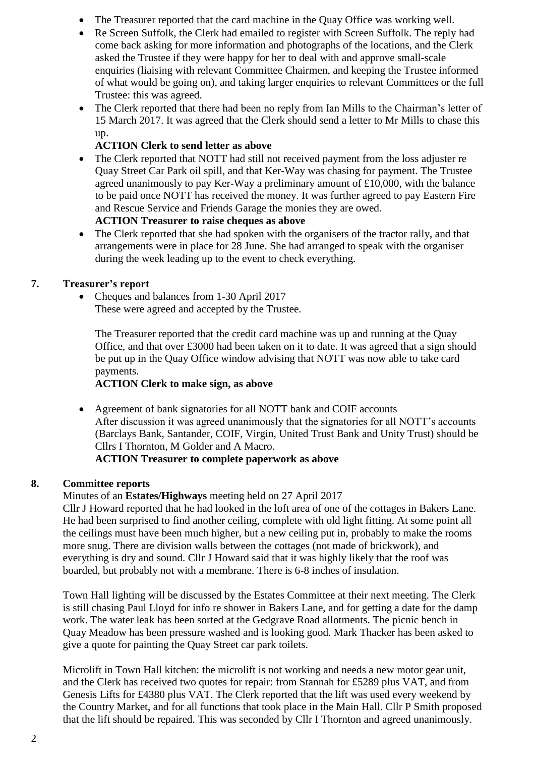- The Treasurer reported that the card machine in the Quay Office was working well.
- Re Screen Suffolk, the Clerk had emailed to register with Screen Suffolk. The reply had come back asking for more information and photographs of the locations, and the Clerk asked the Trustee if they were happy for her to deal with and approve small-scale enquiries (liaising with relevant Committee Chairmen, and keeping the Trustee informed of what would be going on), and taking larger enquiries to relevant Committees or the full Trustee: this was agreed.
- The Clerk reported that there had been no reply from Ian Mills to the Chairman's letter of 15 March 2017. It was agreed that the Clerk should send a letter to Mr Mills to chase this up.

  **ACTION Clerk to send letter as above**
- The Clerk reported that NOTT had still not received payment from the loss adjuster re Quay Street Car Park oil spill, and that Ker-Way was chasing for payment. The Trustee agreed unanimously to pay Ker-Way a preliminary amount of £10,000, with the balance to be paid once NOTT has received the money. It was further agreed to pay Eastern Fire and Rescue Service and Friends Garage the monies they are owed.

  **ACTION Treasurer to raise cheques as above**
- The Clerk reported that she had spoken with the organisers of the tractor rally, and that arrangements were in place for 28 June. She had arranged to speak with the organiser during the week leading up to the event to check everything.

## 7. Treasurer's report

- Cheques and balances from 1-30 April 2017
  These were agreed and accepted by the Trustee.

  The Treasurer reported that the credit card machine was up and running at the Quay Office, and that over £3000 had been taken on it to date. It was agreed that a sign should be put up in the Quay Office window advising that NOTT was now able to take card payments.

  **ACTION Clerk to make sign, as above**

- Agreement of bank signatories for all NOTT bank and COIF accounts
  After discussion it was agreed unanimously that the signatories for all NOTT's accounts (Barclays Bank, Santander, COIF, Virgin, United Trust Bank and Unity Trust) should be Cllrs I Thornton, M Golder and A Macro.

  **ACTION Treasurer to complete paperwork as above**

## 8. Committee reports

Minutes of an **Estates/Highways** meeting held on 27 April 2017

Cllr J Howard reported that he had looked in the loft area of one of the cottages in Bakers Lane. He had been surprised to find another ceiling, complete with old light fitting. At some point all the ceilings must have been much higher, but a new ceiling put in, probably to make the rooms more snug. There are division walls between the cottages (not made of brickwork), and everything is dry and sound. Cllr J Howard said that it was highly likely that the roof was boarded, but probably not with a membrane. There is 6-8 inches of insulation.

Town Hall lighting will be discussed by the Estates Committee at their next meeting. The Clerk is still chasing Paul Lloyd for info re shower in Bakers Lane, and for getting a date for the damp work. The water leak has been sorted at the Gedgrave Road allotments. The picnic bench in Quay Meadow has been pressure washed and is looking good. Mark Thacker has been asked to give a quote for painting the Quay Street car park toilets.

Microlift in Town Hall kitchen: the microlift is not working and needs a new motor gear unit, and the Clerk has received two quotes for repair: from Stannah for £5289 plus VAT, and from Genesis Lifts for £4380 plus VAT. The Clerk reported that the lift was used every weekend by the Country Market, and for all functions that took place in the Main Hall. Cllr P Smith proposed that the lift should be repaired. This was seconded by Cllr I Thornton and agreed unanimously.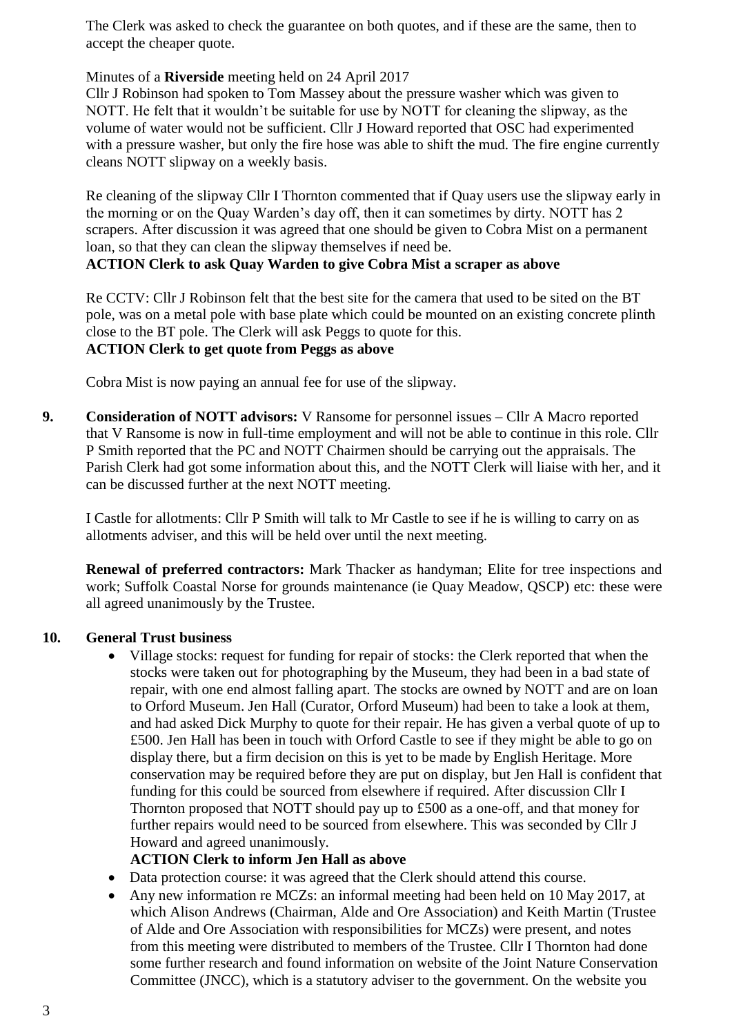The Clerk was asked to check the guarantee on both quotes, and if these are the same, then to accept the cheaper quote.

Minutes of a **Riverside** meeting held on 24 April 2017
Cllr J Robinson had spoken to Tom Massey about the pressure washer which was given to NOTT. He felt that it wouldn't be suitable for use by NOTT for cleaning the slipway, as the volume of water would not be sufficient. Cllr J Howard reported that OSC had experimented with a pressure washer, but only the fire hose was able to shift the mud. The fire engine currently cleans NOTT slipway on a weekly basis.

Re cleaning of the slipway Cllr I Thornton commented that if Quay users use the slipway early in the morning or on the Quay Warden's day off, then it can sometimes by dirty. NOTT has 2 scrapers. After discussion it was agreed that one should be given to Cobra Mist on a permanent loan, so that they can clean the slipway themselves if need be.
**ACTION Clerk to ask Quay Warden to give Cobra Mist a scraper as above**

Re CCTV: Cllr J Robinson felt that the best site for the camera that used to be sited on the BT pole, was on a metal pole with base plate which could be mounted on an existing concrete plinth close to the BT pole. The Clerk will ask Peggs to quote for this.
**ACTION Clerk to get quote from Peggs as above**

Cobra Mist is now paying an annual fee for use of the slipway.

**9. Consideration of NOTT advisors:** V Ransome for personnel issues – Cllr A Macro reported that V Ransome is now in full-time employment and will not be able to continue in this role. Cllr P Smith reported that the PC and NOTT Chairmen should be carrying out the appraisals. The Parish Clerk had got some information about this, and the NOTT Clerk will liaise with her, and it can be discussed further at the next NOTT meeting.

I Castle for allotments: Cllr P Smith will talk to Mr Castle to see if he is willing to carry on as allotments adviser, and this will be held over until the next meeting.

**Renewal of preferred contractors:** Mark Thacker as handyman; Elite for tree inspections and work; Suffolk Coastal Norse for grounds maintenance (ie Quay Meadow, QSCP) etc: these were all agreed unanimously by the Trustee.

**10. General Trust business**

- Village stocks: request for funding for repair of stocks: the Clerk reported that when the stocks were taken out for photographing by the Museum, they had been in a bad state of repair, with one end almost falling apart. The stocks are owned by NOTT and are on loan to Orford Museum. Jen Hall (Curator, Orford Museum) had been to take a look at them, and had asked Dick Murphy to quote for their repair. He has given a verbal quote of up to £500. Jen Hall has been in touch with Orford Castle to see if they might be able to go on display there, but a firm decision on this is yet to be made by English Heritage. More conservation may be required before they are put on display, but Jen Hall is confident that funding for this could be sourced from elsewhere if required. After discussion Cllr I Thornton proposed that NOTT should pay up to £500 as a one-off, and that money for further repairs would need to be sourced from elsewhere. This was seconded by Cllr J Howard and agreed unanimously.
  **ACTION Clerk to inform Jen Hall as above**
- Data protection course: it was agreed that the Clerk should attend this course.
- Any new information re MCZs: an informal meeting had been held on 10 May 2017, at which Alison Andrews (Chairman, Alde and Ore Association) and Keith Martin (Trustee of Alde and Ore Association with responsibilities for MCZs) were present, and notes from this meeting were distributed to members of the Trustee. Cllr I Thornton had done some further research and found information on website of the Joint Nature Conservation Committee (JNCC), which is a statutory adviser to the government. On the website you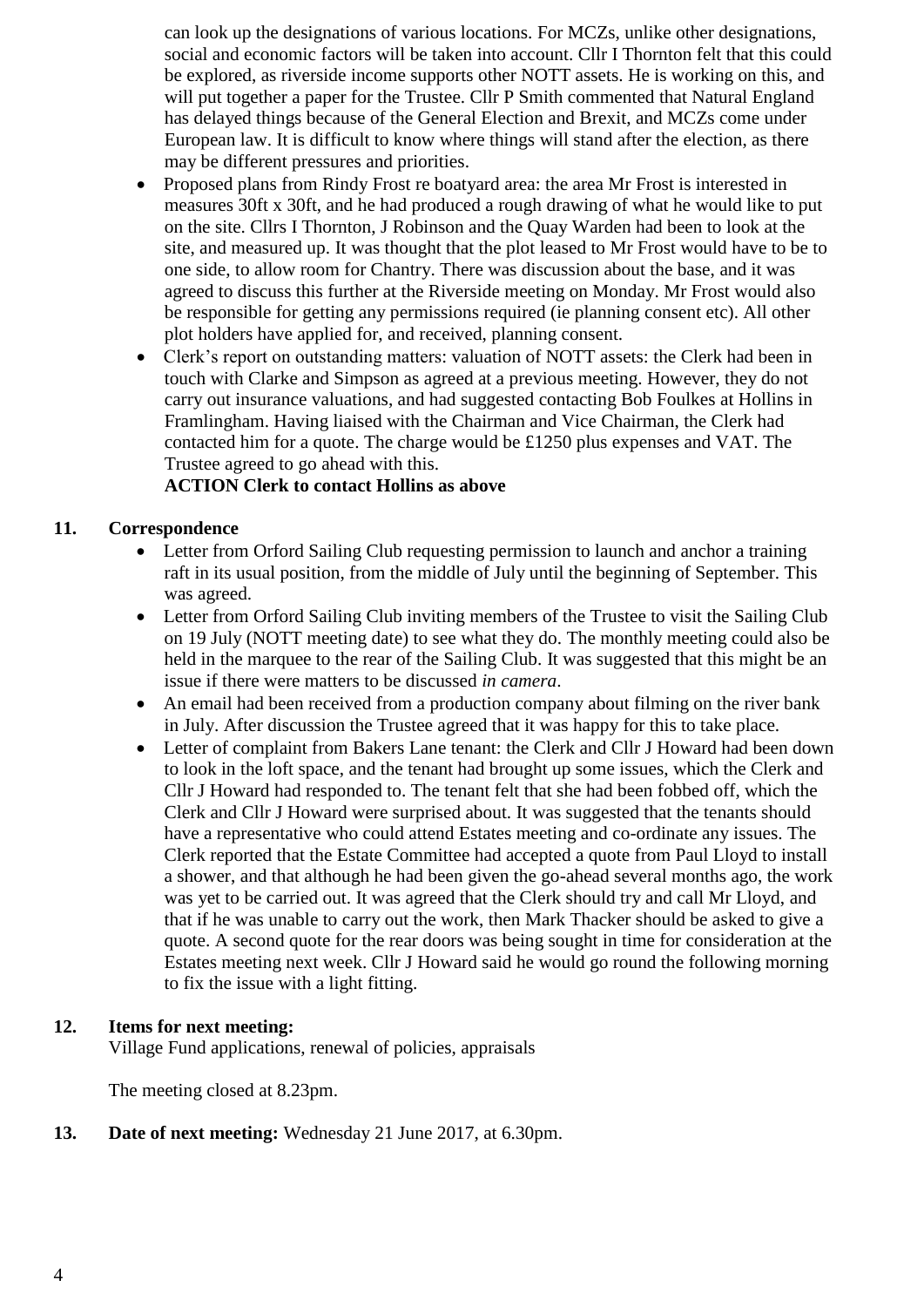can look up the designations of various locations. For MCZs, unlike other designations, social and economic factors will be taken into account. Cllr I Thornton felt that this could be explored, as riverside income supports other NOTT assets. He is working on this, and will put together a paper for the Trustee. Cllr P Smith commented that Natural England has delayed things because of the General Election and Brexit, and MCZs come under European law. It is difficult to know where things will stand after the election, as there may be different pressures and priorities.

- Proposed plans from Rindy Frost re boatyard area: the area Mr Frost is interested in measures 30ft x 30ft, and he had produced a rough drawing of what he would like to put on the site. Cllrs I Thornton, J Robinson and the Quay Warden had been to look at the site, and measured up. It was thought that the plot leased to Mr Frost would have to be to one side, to allow room for Chantry. There was discussion about the base, and it was agreed to discuss this further at the Riverside meeting on Monday. Mr Frost would also be responsible for getting any permissions required (ie planning consent etc). All other plot holders have applied for, and received, planning consent.
- Clerk's report on outstanding matters: valuation of NOTT assets: the Clerk had been in touch with Clarke and Simpson as agreed at a previous meeting. However, they do not carry out insurance valuations, and had suggested contacting Bob Foulkes at Hollins in Framlingham. Having liaised with the Chairman and Vice Chairman, the Clerk had contacted him for a quote. The charge would be £1250 plus expenses and VAT. The Trustee agreed to go ahead with this.
  **ACTION Clerk to contact Hollins as above**

**11. Correspondence**

- Letter from Orford Sailing Club requesting permission to launch and anchor a training raft in its usual position, from the middle of July until the beginning of September. This was agreed.
- Letter from Orford Sailing Club inviting members of the Trustee to visit the Sailing Club on 19 July (NOTT meeting date) to see what they do. The monthly meeting could also be held in the marquee to the rear of the Sailing Club. It was suggested that this might be an issue if there were matters to be discussed *in camera*.
- An email had been received from a production company about filming on the river bank in July. After discussion the Trustee agreed that it was happy for this to take place.
- Letter of complaint from Bakers Lane tenant: the Clerk and Cllr J Howard had been down to look in the loft space, and the tenant had brought up some issues, which the Clerk and Cllr J Howard had responded to. The tenant felt that she had been fobbed off, which the Clerk and Cllr J Howard were surprised about. It was suggested that the tenants should have a representative who could attend Estates meeting and co-ordinate any issues. The Clerk reported that the Estate Committee had accepted a quote from Paul Lloyd to install a shower, and that although he had been given the go-ahead several months ago, the work was yet to be carried out. It was agreed that the Clerk should try and call Mr Lloyd, and that if he was unable to carry out the work, then Mark Thacker should be asked to give a quote. A second quote for the rear doors was being sought in time for consideration at the Estates meeting next week. Cllr J Howard said he would go round the following morning to fix the issue with a light fitting.

**12. Items for next meeting:**
Village Fund applications, renewal of policies, appraisals

The meeting closed at 8.23pm.

**13. Date of next meeting:** Wednesday 21 June 2017, at 6.30pm.